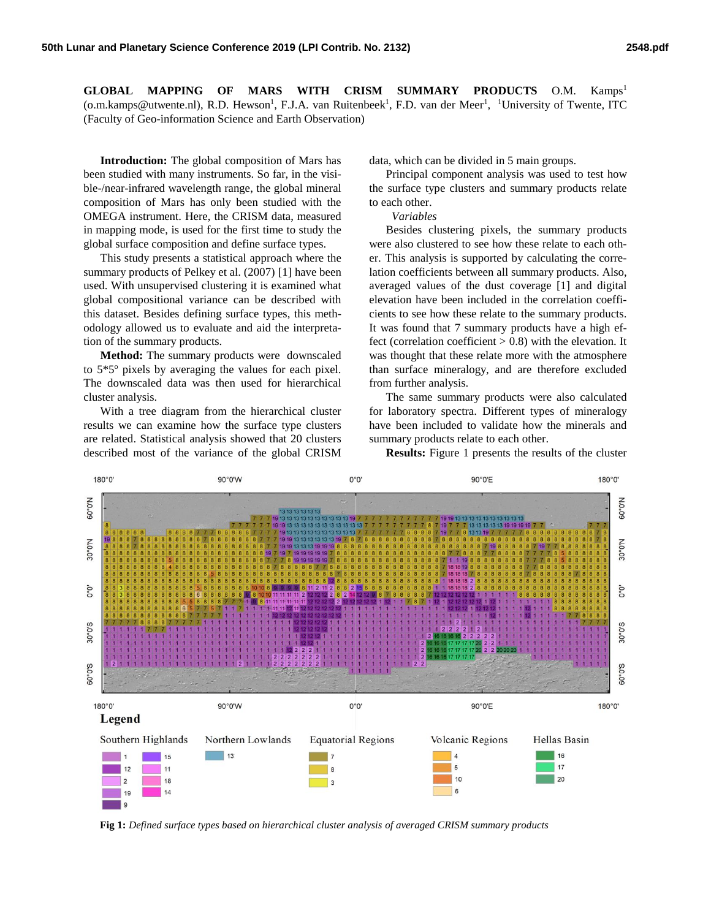**GLOBAL MAPPING OF MARS WITH CRISM SUMMARY PRODUCTS** O.M. Kamps[1] (o.m.kamps@utwente.nl), R.D. Hewson[1], F.J.A. van Ruitenbeek[1], F.D. van der Meer[1], [1]University of Twente, ITC (Faculty of Geo-information Science and Earth Observation)

**Introduction:** The global composition of Mars has been studied with many instruments. So far, in the visible-/near-infrared wavelength range, the global mineral composition of Mars has only been studied with the OMEGA instrument. Here, the CRISM data, measured in mapping mode, is used for the first time to study the global surface composition and define surface types.

This study presents a statistical approach where the summary products of Pelkey et al. (2007) [1] have been used. With unsupervised clustering it is examined what global compositional variance can be described with this dataset. Besides defining surface types, this methodology allowed us to evaluate and aid the interpretation of the summary products.

**Method:** The summary products were downscaled to 5*5° pixels by averaging the values for each pixel. The downscaled data was then used for hierarchical cluster analysis.

With a tree diagram from the hierarchical cluster results we can examine how the surface type clusters are related. Statistical analysis showed that 20 clusters described most of the variance of the global CRISM data, which can be divided in 5 main groups.

Principal component analysis was used to test how the surface type clusters and summary products relate to each other.

*Variables*

Besides clustering pixels, the summary products were also clustered to see how these relate to each other. This analysis is supported by calculating the correlation coefficients between all summary products. Also, averaged values of the dust coverage [1] and digital elevation have been included in the correlation coefficients to see how these relate to the summary products. It was found that 7 summary products have a high effect (correlation coefficient > 0.8) with the elevation. It was thought that these relate more with the atmosphere than surface mineralogy, and are therefore excluded from further analysis.

The same summary products were also calculated for laboratory spectra. Different types of mineralogy have been included to validate how the minerals and summary products relate to each other.

**Results:** Figure 1 presents the results of the cluster

**Legend**

| Southern Highlands | | Northern Lowlands | Equatorial Regions | Volcanic Regions | Hellas Basin |
|---|---|---|---|---|---|
| 1 | 15 | 13 | 7 | 4 | 16 |
| 12 | 11 | | 8 | 5 | 17 |
| 2 | 18 | | 3 | 10 | 20 |
| 19 | 14 | | | 6 | |
| 9 | | | | | |

**Fig 1:** *Defined surface types based on hierarchical cluster analysis of averaged CRISM summary products*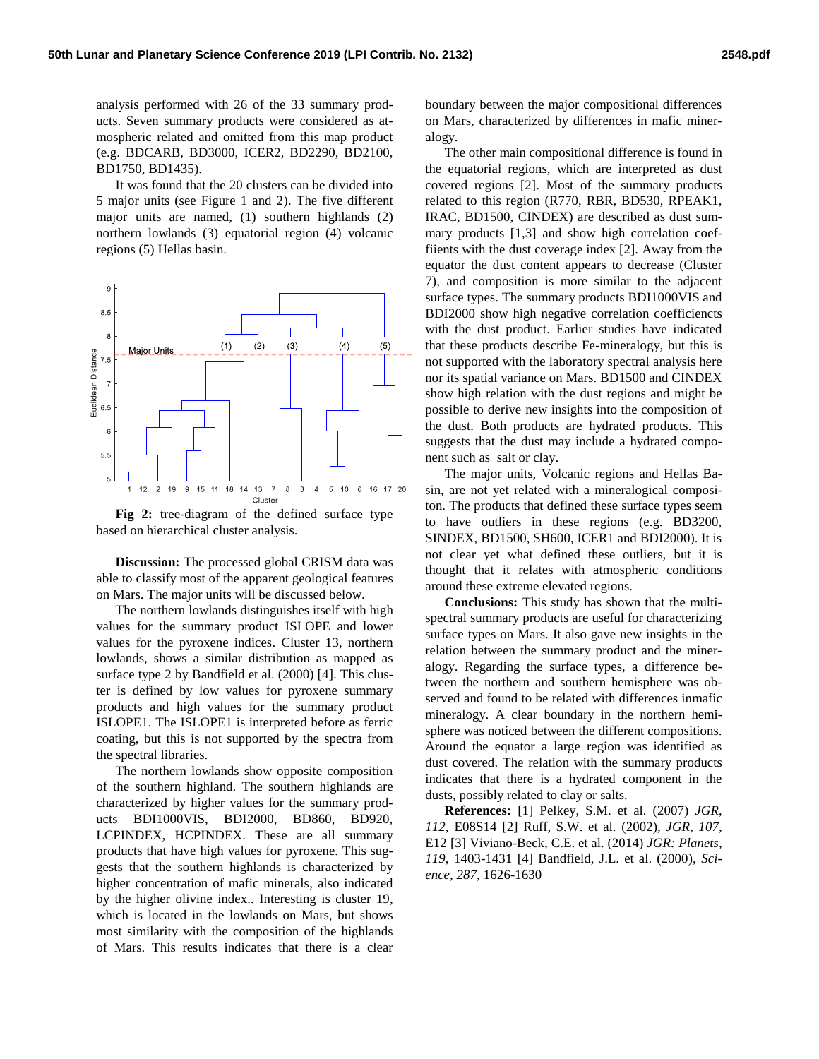analysis performed with 26 of the 33 summary products. Seven summary products were considered as atmospheric related and omitted from this map product (e.g. BDCARB, BD3000, ICER2, BD2290, BD2100, BD1750, BD1435).

It was found that the 20 clusters can be divided into 5 major units (see Figure 1 and 2). The five different major units are named, (1) southern highlands (2) northern lowlands (3) equatorial region (4) volcanic regions (5) Hellas basin.

Major Units

(1) (2) (3) (4) (5)

Euclidean Distance

9
8.5
8
7.5
7
6.5
6
5.5
5

1 12 2 19 9 15 11 18 14 13 7 8 3 4 5 10 6 16 17 20

Cluster

**Fig 2:** tree-diagram of the defined surface type based on hierarchical cluster analysis.

**Discussion:** The processed global CRISM data was able to classify most of the apparent geological features on Mars. The major units will be discussed below.

The northern lowlands distinguishes itself with high values for the summary product ISLOPE and lower values for the pyroxene indices. Cluster 13, northern lowlands, shows a similar distribution as mapped as surface type 2 by Bandfield et al. (2000) [4]. This cluster is defined by low values for pyroxene summary products and high values for the summary product ISLOPE1. The ISLOPE1 is interpreted before as ferric coating, but this is not supported by the spectra from the spectral libraries.

The northern lowlands show opposite composition of the southern highland. The southern highlands are characterized by higher values for the summary products BDI1000VIS, BDI2000, BD860, BD920, LCPINDEX, HCPINDEX. These are all summary products that have high values for pyroxene. This suggests that the southern highlands is characterized by higher concentration of mafic minerals, also indicated by the higher olivine index.. Interesting is cluster 19, which is located in the lowlands on Mars, but shows most similarity with the composition of the highlands of Mars. This results indicates that there is a clear boundary between the major compositional differences on Mars, characterized by differences in mafic mineralogy.

The other main compositional difference is found in the equatorial regions, which are interpreted as dust covered regions [2]. Most of the summary products related to this region (R770, RBR, BD530, RPEAK1, IRAC, BD1500, CINDEX) are described as dust summary products [1,3] and show high correlation coeffiients with the dust coverage index [2]. Away from the equator the dust content appears to decrease (Cluster 7), and composition is more similar to the adjacent surface types. The summary products BDI1000VIS and BDI2000 show high negative correlation coefficiencts with the dust product. Earlier studies have indicated that these products describe Fe-mineralogy, but this is not supported with the laboratory spectral analysis here nor its spatial variance on Mars. BD1500 and CINDEX show high relation with the dust regions and might be possible to derive new insights into the composition of the dust. Both products are hydrated products. This suggests that the dust may include a hydrated component such as salt or clay.

The major units, Volcanic regions and Hellas Basin, are not yet related with a mineralogical compositon. The products that defined these surface types seem to have outliers in these regions (e.g. BD3200, SINDEX, BD1500, SH600, ICER1 and BDI2000). It is not clear yet what defined these outliers, but it is thought that it relates with atmospheric conditions around these extreme elevated regions.

**Conclusions:** This study has shown that the multispectral summary products are useful for characterizing surface types on Mars. It also gave new insights in the relation between the summary product and the mineralogy. Regarding the surface types, a difference between the northern and southern hemisphere was observed and found to be related with differences inmafic mineralogy. A clear boundary in the northern hemisphere was noticed between the different compositions. Around the equator a large region was identified as dust covered. The relation with the summary products indicates that there is a hydrated component in the dusts, possibly related to clay or salts.

**References:** [1] Pelkey, S.M. et al. (2007) *JGR, 112*, E08S14 [2] Ruff, S.W. et al. (2002), *JGR, 107*, E12 [3] Viviano-Beck, C.E. et al. (2014) *JGR: Planets, 119*, 1403-1431 [4] Bandfield, J.L. et al. (2000), *Science, 287*, 1626-1630